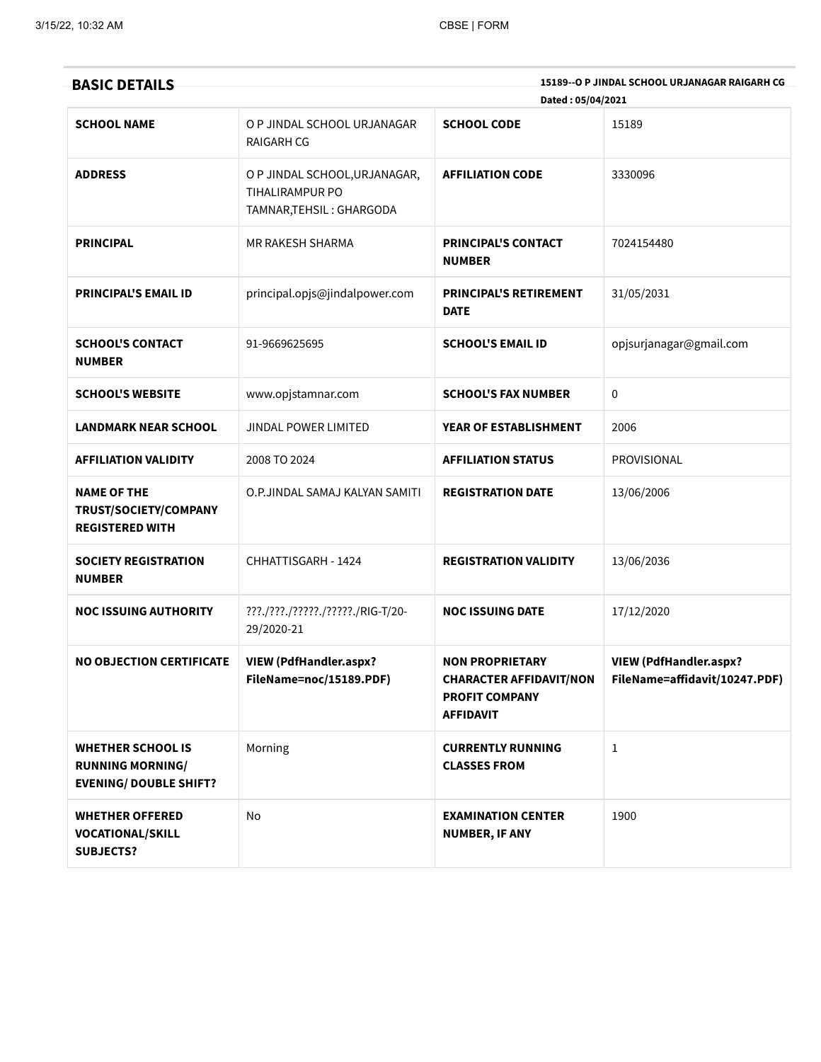## BASIC DETAILS

**15189--O P JINDAL SCHOOL URJANAGAR RAIGARH CG**
**Dated : 05/04/2021**

| | | | |
|---|---|---|---|
| **SCHOOL NAME** | O P JINDAL SCHOOL URJANAGAR RAIGARH CG | **SCHOOL CODE** | 15189 |
| **ADDRESS** | O P JINDAL SCHOOL,URJANAGAR, TIHALIRAMPUR PO TAMNAR,TEHSIL : GHARGODA | **AFFILIATION CODE** | 3330096 |
| **PRINCIPAL** | MR RAKESH SHARMA | **PRINCIPAL'S CONTACT NUMBER** | 7024154480 |
| **PRINCIPAL'S EMAIL ID** | principal.opjs@jindalpower.com | **PRINCIPAL'S RETIREMENT DATE** | 31/05/2031 |
| **SCHOOL'S CONTACT NUMBER** | 91-9669625695 | **SCHOOL'S EMAIL ID** | opjsurjanagar@gmail.com |
| **SCHOOL'S WEBSITE** | www.opjstamnar.com | **SCHOOL'S FAX NUMBER** | 0 |
| **LANDMARK NEAR SCHOOL** | JINDAL POWER LIMITED | **YEAR OF ESTABLISHMENT** | 2006 |
| **AFFILIATION VALIDITY** | 2008 TO 2024 | **AFFILIATION STATUS** | PROVISIONAL |
| **NAME OF THE TRUST/SOCIETY/COMPANY REGISTERED WITH** | O.P.JINDAL SAMAJ KALYAN SAMITI | **REGISTRATION DATE** | 13/06/2006 |
| **SOCIETY REGISTRATION NUMBER** | CHHATTISGARH - 1424 | **REGISTRATION VALIDITY** | 13/06/2036 |
| **NOC ISSUING AUTHORITY** | ???./???./?????./?????./RIG-T/20-29/2020-21 | **NOC ISSUING DATE** | 17/12/2020 |
| **NO OBJECTION CERTIFICATE** | **VIEW (PdfHandler.aspx?FileName=noc/15189.PDF)** | **NON PROPRIETARY CHARACTER AFFIDAVIT/NON PROFIT COMPANY AFFIDAVIT** | **VIEW (PdfHandler.aspx?FileName=affidavit/10247.PDF)** |
| **WHETHER SCHOOL IS RUNNING MORNING/ EVENING/ DOUBLE SHIFT?** | Morning | **CURRENTLY RUNNING CLASSES FROM** | 1 |
| **WHETHER OFFERED VOCATIONAL/SKILL SUBJECTS?** | No | **EXAMINATION CENTER NUMBER, IF ANY** | 1900 |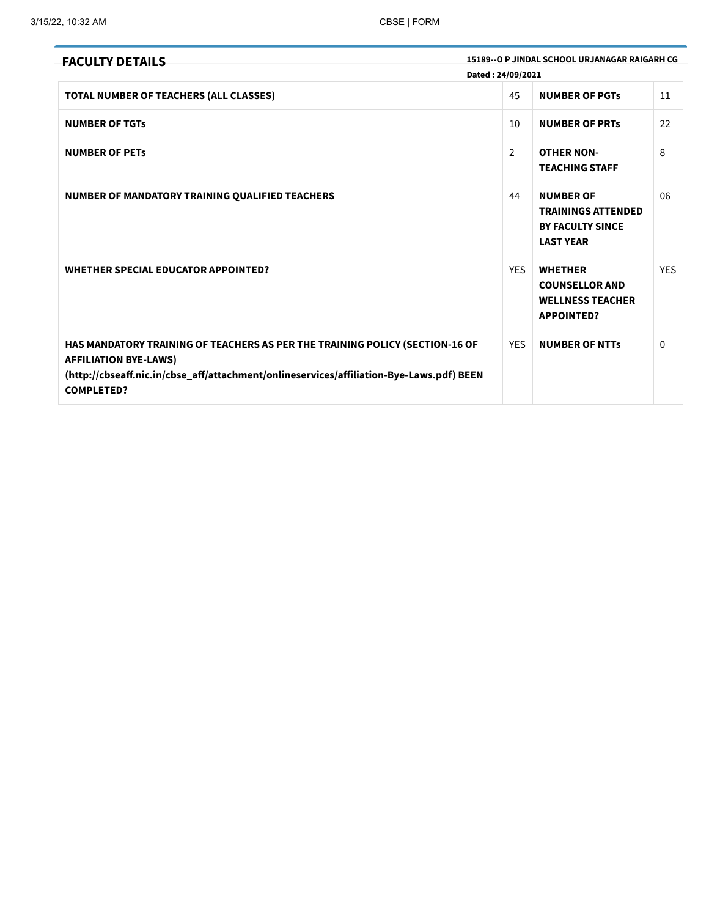## FACULTY DETAILS

**15189--O P JINDAL SCHOOL URJANAGAR RAIGARH CG**

**Dated : 24/09/2021**

| | | | |
|---|---|---|---|
| **TOTAL NUMBER OF TEACHERS (ALL CLASSES)** | 45 | **NUMBER OF PGTs** | 11 |
| **NUMBER OF TGTs** | 10 | **NUMBER OF PRTs** | 22 |
| **NUMBER OF PETs** | 2 | **OTHER NON-TEACHING STAFF** | 8 |
| **NUMBER OF MANDATORY TRAINING QUALIFIED TEACHERS** | 44 | **NUMBER OF TRAININGS ATTENDED BY FACULTY SINCE LAST YEAR** | 06 |
| **WHETHER SPECIAL EDUCATOR APPOINTED?** | YES | **WHETHER COUNSELLOR AND WELLNESS TEACHER APPOINTED?** | YES |
| **HAS MANDATORY TRAINING OF TEACHERS AS PER THE TRAINING POLICY (SECTION-16 OF AFFILIATION BYE-LAWS) (http://cbseaff.nic.in/cbse_aff/attachment/onlineservices/affiliation-Bye-Laws.pdf) BEEN COMPLETED?** | YES | **NUMBER OF NTTs** | 0 |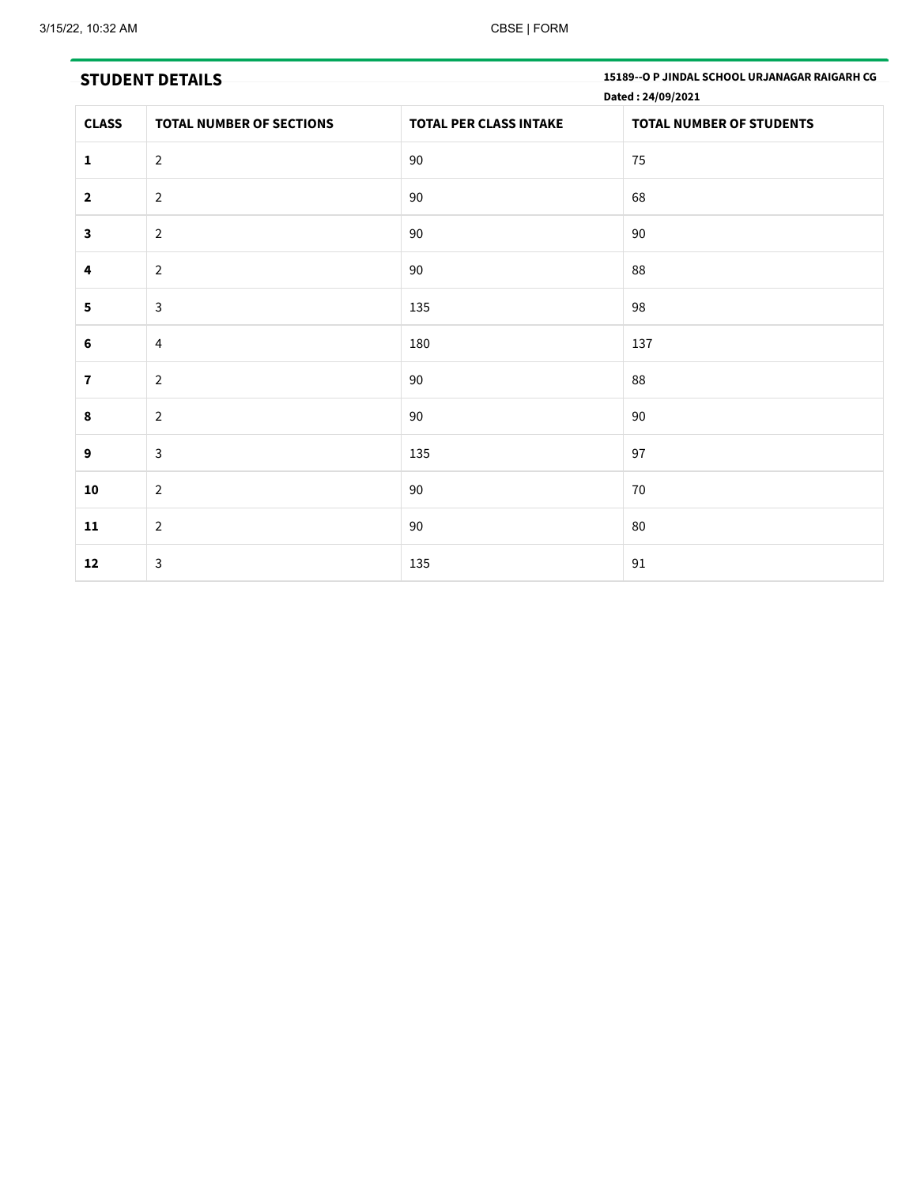## STUDENT DETAILS

**15189--O P JINDAL SCHOOL URJANAGAR RAIGARH CG**

**Dated : 24/09/2021**

| CLASS | TOTAL NUMBER OF SECTIONS | TOTAL PER CLASS INTAKE | TOTAL NUMBER OF STUDENTS |
|---|---|---|---|
| **1** | 2 | 90 | 75 |
| **2** | 2 | 90 | 68 |
| **3** | 2 | 90 | 90 |
| **4** | 2 | 90 | 88 |
| **5** | 3 | 135 | 98 |
| **6** | 4 | 180 | 137 |
| **7** | 2 | 90 | 88 |
| **8** | 2 | 90 | 90 |
| **9** | 3 | 135 | 97 |
| **10** | 2 | 90 | 70 |
| **11** | 2 | 90 | 80 |
| **12** | 3 | 135 | 91 |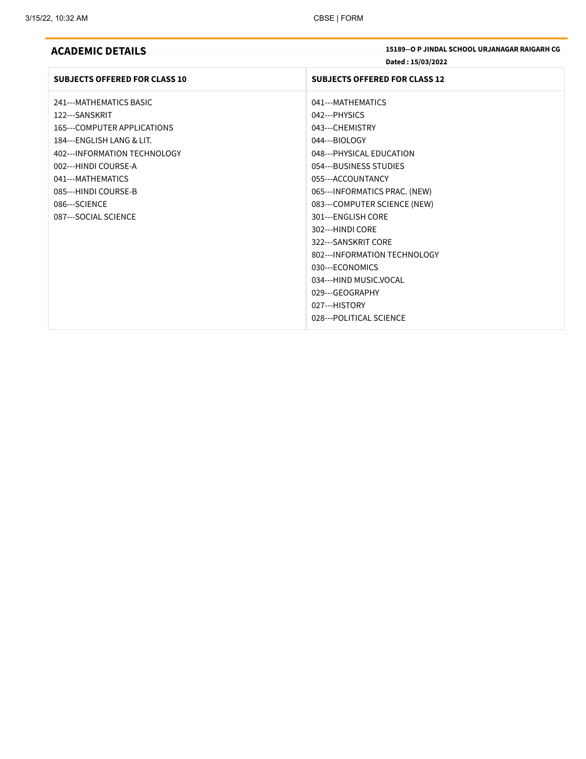## ACADEMIC DETAILS

**15189--O P JINDAL SCHOOL URJANAGAR RAIGARH CG**

**Dated : 15/03/2022**

| SUBJECTS OFFERED FOR CLASS 10 | SUBJECTS OFFERED FOR CLASS 12 |
|---|---|
| 241---MATHEMATICS BASIC<br>122---SANSKRIT<br>165---COMPUTER APPLICATIONS<br>184---ENGLISH LANG & LIT.<br>402---INFORMATION TECHNOLOGY<br>002---HINDI COURSE-A<br>041---MATHEMATICS<br>085---HINDI COURSE-B<br>086---SCIENCE<br>087---SOCIAL SCIENCE | 041---MATHEMATICS<br>042---PHYSICS<br>043---CHEMISTRY<br>044---BIOLOGY<br>048---PHYSICAL EDUCATION<br>054---BUSINESS STUDIES<br>055---ACCOUNTANCY<br>065---INFORMATICS PRAC. (NEW)<br>083---COMPUTER SCIENCE (NEW)<br>301---ENGLISH CORE<br>302---HINDI CORE<br>322---SANSKRIT CORE<br>802---INFORMATION TECHNOLOGY<br>030---ECONOMICS<br>034---HIND MUSIC.VOCAL<br>029---GEOGRAPHY<br>027---HISTORY<br>028---POLITICAL SCIENCE |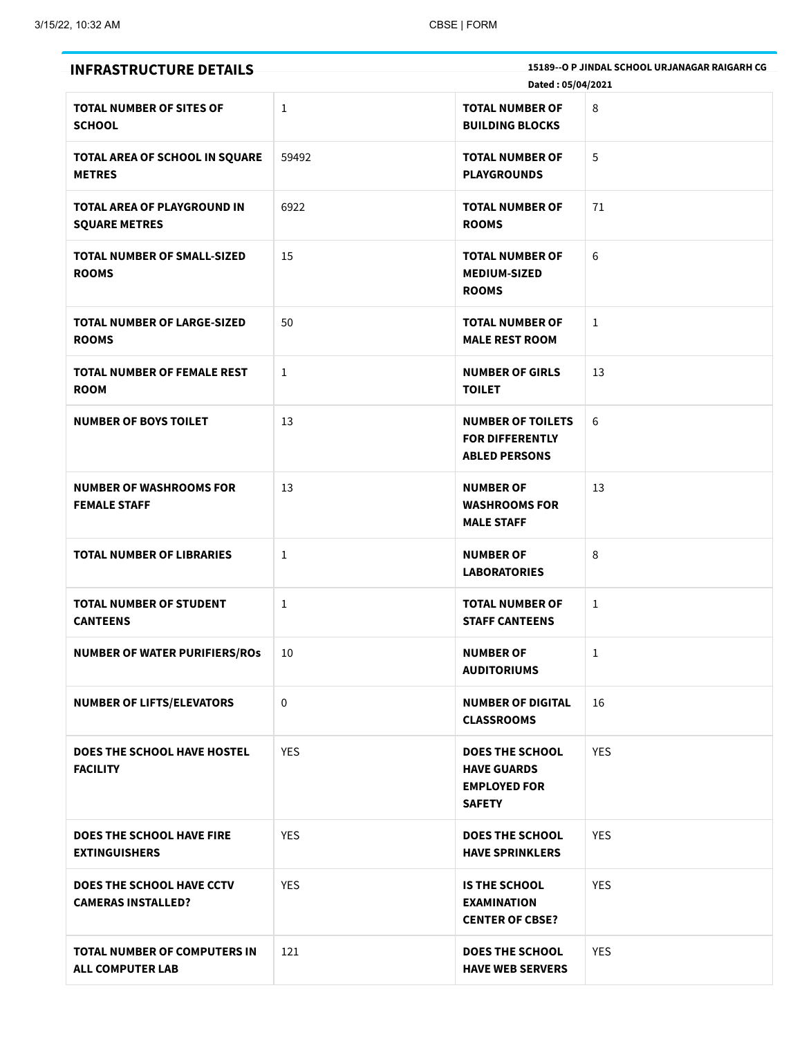## INFRASTRUCTURE DETAILS

**15189--O P JINDAL SCHOOL URJANAGAR RAIGARH CG**

**Dated : 05/04/2021**

| | | | |
|---|---|---|---|
| **TOTAL NUMBER OF SITES OF SCHOOL** | 1 | **TOTAL NUMBER OF BUILDING BLOCKS** | 8 |
| **TOTAL AREA OF SCHOOL IN SQUARE METRES** | 59492 | **TOTAL NUMBER OF PLAYGROUNDS** | 5 |
| **TOTAL AREA OF PLAYGROUND IN SQUARE METRES** | 6922 | **TOTAL NUMBER OF ROOMS** | 71 |
| **TOTAL NUMBER OF SMALL-SIZED ROOMS** | 15 | **TOTAL NUMBER OF MEDIUM-SIZED ROOMS** | 6 |
| **TOTAL NUMBER OF LARGE-SIZED ROOMS** | 50 | **TOTAL NUMBER OF MALE REST ROOM** | 1 |
| **TOTAL NUMBER OF FEMALE REST ROOM** | 1 | **NUMBER OF GIRLS TOILET** | 13 |
| **NUMBER OF BOYS TOILET** | 13 | **NUMBER OF TOILETS FOR DIFFERENTLY ABLED PERSONS** | 6 |
| **NUMBER OF WASHROOMS FOR FEMALE STAFF** | 13 | **NUMBER OF WASHROOMS FOR MALE STAFF** | 13 |
| **TOTAL NUMBER OF LIBRARIES** | 1 | **NUMBER OF LABORATORIES** | 8 |
| **TOTAL NUMBER OF STUDENT CANTEENS** | 1 | **TOTAL NUMBER OF STAFF CANTEENS** | 1 |
| **NUMBER OF WATER PURIFIERS/ROs** | 10 | **NUMBER OF AUDITORIUMS** | 1 |
| **NUMBER OF LIFTS/ELEVATORS** | 0 | **NUMBER OF DIGITAL CLASSROOMS** | 16 |
| **DOES THE SCHOOL HAVE HOSTEL FACILITY** | YES | **DOES THE SCHOOL HAVE GUARDS EMPLOYED FOR SAFETY** | YES |
| **DOES THE SCHOOL HAVE FIRE EXTINGUISHERS** | YES | **DOES THE SCHOOL HAVE SPRINKLERS** | YES |
| **DOES THE SCHOOL HAVE CCTV CAMERAS INSTALLED?** | YES | **IS THE SCHOOL EXAMINATION CENTER OF CBSE?** | YES |
| **TOTAL NUMBER OF COMPUTERS IN ALL COMPUTER LAB** | 121 | **DOES THE SCHOOL HAVE WEB SERVERS** | YES |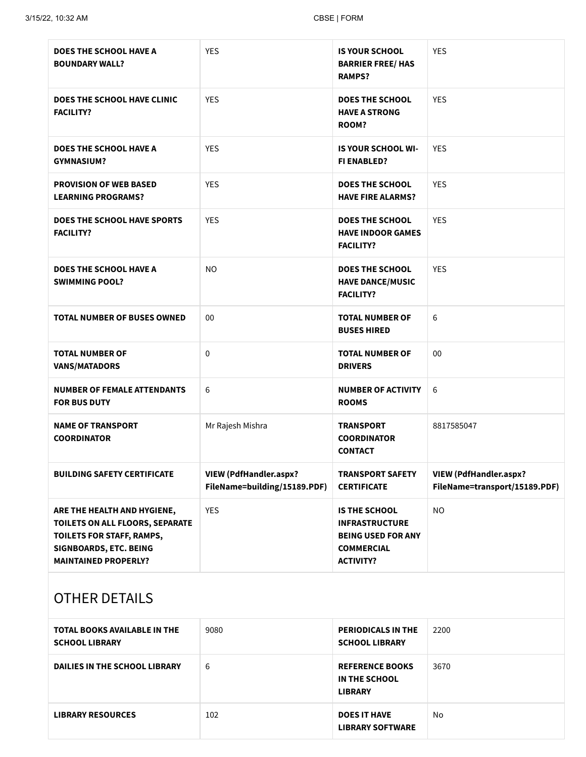| | | | |
|---|---|---|---|
| **DOES THE SCHOOL HAVE A BOUNDARY WALL?** | YES | **IS YOUR SCHOOL BARRIER FREE/ HAS RAMPS?** | YES |
| **DOES THE SCHOOL HAVE CLINIC FACILITY?** | YES | **DOES THE SCHOOL HAVE A STRONG ROOM?** | YES |
| **DOES THE SCHOOL HAVE A GYMNASIUM?** | YES | **IS YOUR SCHOOL WI-FI ENABLED?** | YES |
| **PROVISION OF WEB BASED LEARNING PROGRAMS?** | YES | **DOES THE SCHOOL HAVE FIRE ALARMS?** | YES |
| **DOES THE SCHOOL HAVE SPORTS FACILITY?** | YES | **DOES THE SCHOOL HAVE INDOOR GAMES FACILITY?** | YES |
| **DOES THE SCHOOL HAVE A SWIMMING POOL?** | NO | **DOES THE SCHOOL HAVE DANCE/MUSIC FACILITY?** | YES |
| **TOTAL NUMBER OF BUSES OWNED** | 00 | **TOTAL NUMBER OF BUSES HIRED** | 6 |
| **TOTAL NUMBER OF VANS/MATADORS** | 0 | **TOTAL NUMBER OF DRIVERS** | 00 |
| **NUMBER OF FEMALE ATTENDANTS FOR BUS DUTY** | 6 | **NUMBER OF ACTIVITY ROOMS** | 6 |
| **NAME OF TRANSPORT COORDINATOR** | Mr Rajesh Mishra | **TRANSPORT COORDINATOR CONTACT** | 8817585047 |
| **BUILDING SAFETY CERTIFICATE** | **VIEW (PdfHandler.aspx?FileName=building/15189.PDF)** | **TRANSPORT SAFETY CERTIFICATE** | **VIEW (PdfHandler.aspx?FileName=transport/15189.PDF)** |
| **ARE THE HEALTH AND HYGIENE, TOILETS ON ALL FLOORS, SEPARATE TOILETS FOR STAFF, RAMPS, SIGNBOARDS, ETC. BEING MAINTAINED PROPERLY?** | YES | **IS THE SCHOOL INFRASTRUCTURE BEING USED FOR ANY COMMERCIAL ACTIVITY?** | NO |

## OTHER DETAILS

| | | | |
|---|---|---|---|
| **TOTAL BOOKS AVAILABLE IN THE SCHOOL LIBRARY** | 9080 | **PERIODICALS IN THE SCHOOL LIBRARY** | 2200 |
| **DAILIES IN THE SCHOOL LIBRARY** | 6 | **REFERENCE BOOKS IN THE SCHOOL LIBRARY** | 3670 |
| **LIBRARY RESOURCES** | 102 | **DOES IT HAVE LIBRARY SOFTWARE** | No |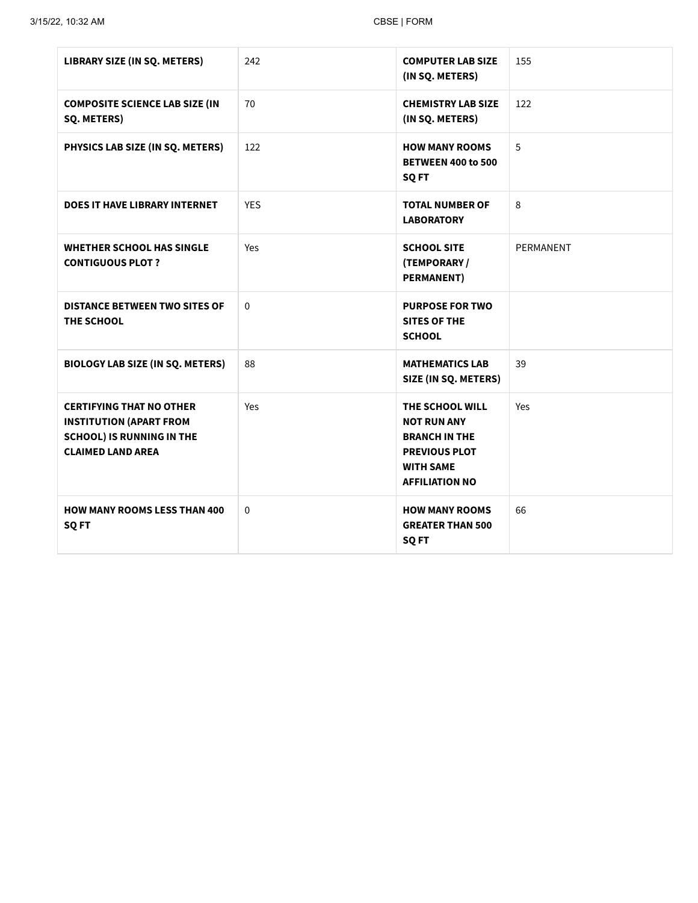| | | | |
|---|---|---|---|
| **LIBRARY SIZE (IN SQ. METERS)** | 242 | **COMPUTER LAB SIZE (IN SQ. METERS)** | 155 |
| **COMPOSITE SCIENCE LAB SIZE (IN SQ. METERS)** | 70 | **CHEMISTRY LAB SIZE (IN SQ. METERS)** | 122 |
| **PHYSICS LAB SIZE (IN SQ. METERS)** | 122 | **HOW MANY ROOMS BETWEEN 400 to 500 SQ FT** | 5 |
| **DOES IT HAVE LIBRARY INTERNET** | YES | **TOTAL NUMBER OF LABORATORY** | 8 |
| **WHETHER SCHOOL HAS SINGLE CONTIGUOUS PLOT ?** | Yes | **SCHOOL SITE (TEMPORARY / PERMANENT)** | PERMANENT |
| **DISTANCE BETWEEN TWO SITES OF THE SCHOOL** | 0 | **PURPOSE FOR TWO SITES OF THE SCHOOL** | |
| **BIOLOGY LAB SIZE (IN SQ. METERS)** | 88 | **MATHEMATICS LAB SIZE (IN SQ. METERS)** | 39 |
| **CERTIFYING THAT NO OTHER INSTITUTION (APART FROM SCHOOL) IS RUNNING IN THE CLAIMED LAND AREA** | Yes | **THE SCHOOL WILL NOT RUN ANY BRANCH IN THE PREVIOUS PLOT WITH SAME AFFILIATION NO** | Yes |
| **HOW MANY ROOMS LESS THAN 400 SQ FT** | 0 | **HOW MANY ROOMS GREATER THAN 500 SQ FT** | 66 |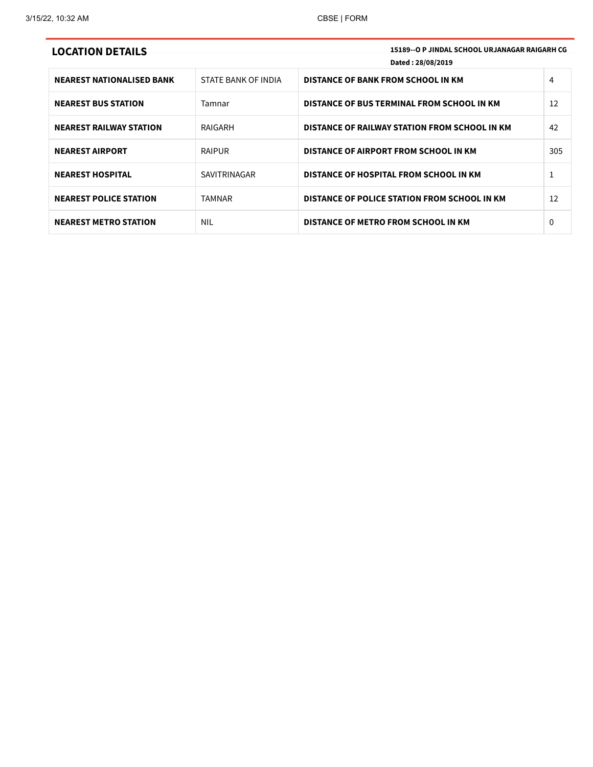## LOCATION DETAILS

**15189--O P JINDAL SCHOOL URJANAGAR RAIGARH CG**

**Dated : 28/08/2019**

| | | | |
|---|---|---|---|
| **NEAREST NATIONALISED BANK** | STATE BANK OF INDIA | **DISTANCE OF BANK FROM SCHOOL IN KM** | 4 |
| **NEAREST BUS STATION** | Tamnar | **DISTANCE OF BUS TERMINAL FROM SCHOOL IN KM** | 12 |
| **NEAREST RAILWAY STATION** | RAIGARH | **DISTANCE OF RAILWAY STATION FROM SCHOOL IN KM** | 42 |
| **NEAREST AIRPORT** | RAIPUR | **DISTANCE OF AIRPORT FROM SCHOOL IN KM** | 305 |
| **NEAREST HOSPITAL** | SAVITRINAGAR | **DISTANCE OF HOSPITAL FROM SCHOOL IN KM** | 1 |
| **NEAREST POLICE STATION** | TAMNAR | **DISTANCE OF POLICE STATION FROM SCHOOL IN KM** | 12 |
| **NEAREST METRO STATION** | NIL | **DISTANCE OF METRO FROM SCHOOL IN KM** | 0 |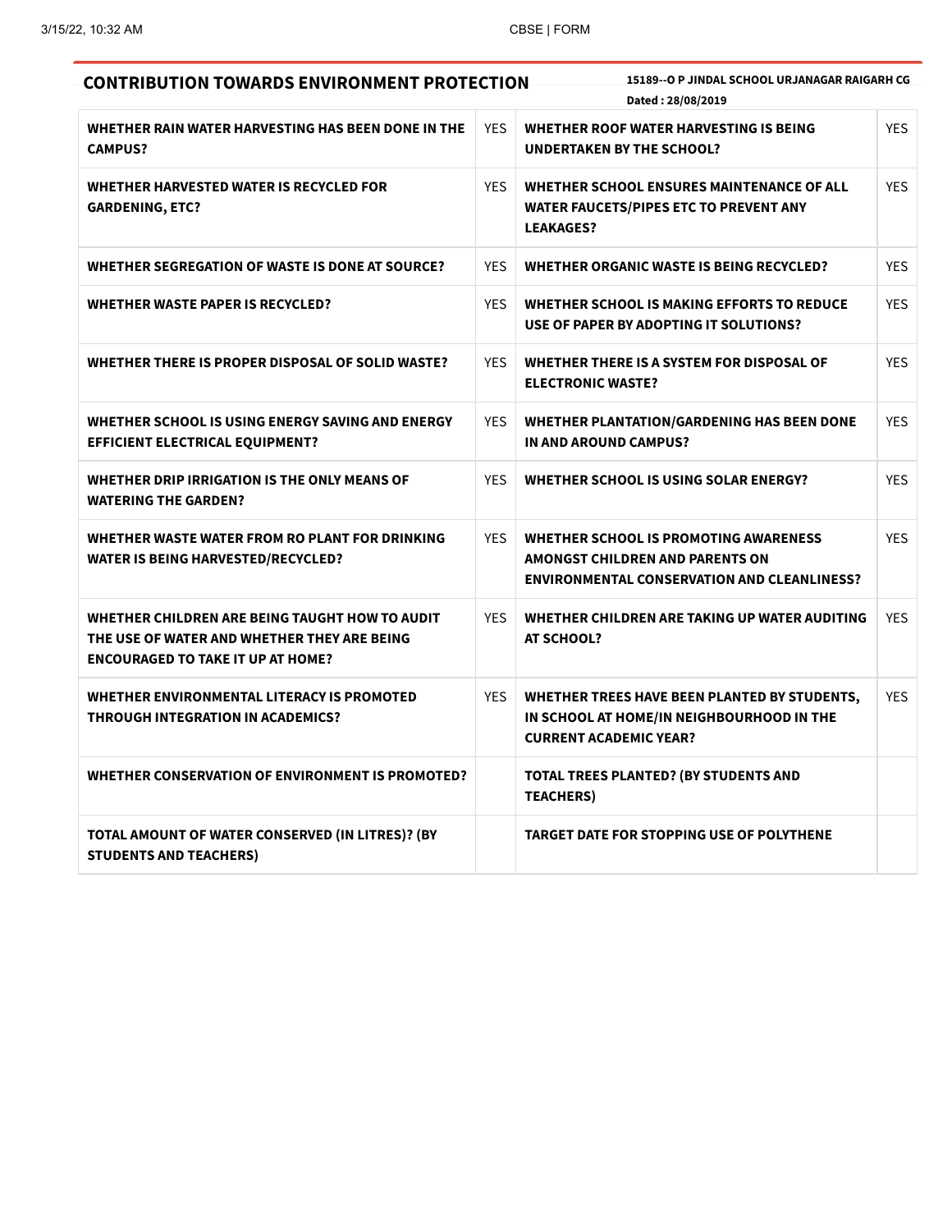## CONTRIBUTION TOWARDS ENVIRONMENT PROTECTION

**15189--O P JINDAL SCHOOL URJANAGAR RAIGARH CG**

**Dated : 28/08/2019**

| | | | |
|---|---|---|---|
| **WHETHER RAIN WATER HARVESTING HAS BEEN DONE IN THE CAMPUS?** | YES | **WHETHER ROOF WATER HARVESTING IS BEING UNDERTAKEN BY THE SCHOOL?** | YES |
| **WHETHER HARVESTED WATER IS RECYCLED FOR GARDENING, ETC?** | YES | **WHETHER SCHOOL ENSURES MAINTENANCE OF ALL WATER FAUCETS/PIPES ETC TO PREVENT ANY LEAKAGES?** | YES |
| **WHETHER SEGREGATION OF WASTE IS DONE AT SOURCE?** | YES | **WHETHER ORGANIC WASTE IS BEING RECYCLED?** | YES |
| **WHETHER WASTE PAPER IS RECYCLED?** | YES | **WHETHER SCHOOL IS MAKING EFFORTS TO REDUCE USE OF PAPER BY ADOPTING IT SOLUTIONS?** | YES |
| **WHETHER THERE IS PROPER DISPOSAL OF SOLID WASTE?** | YES | **WHETHER THERE IS A SYSTEM FOR DISPOSAL OF ELECTRONIC WASTE?** | YES |
| **WHETHER SCHOOL IS USING ENERGY SAVING AND ENERGY EFFICIENT ELECTRICAL EQUIPMENT?** | YES | **WHETHER PLANTATION/GARDENING HAS BEEN DONE IN AND AROUND CAMPUS?** | YES |
| **WHETHER DRIP IRRIGATION IS THE ONLY MEANS OF WATERING THE GARDEN?** | YES | **WHETHER SCHOOL IS USING SOLAR ENERGY?** | YES |
| **WHETHER WASTE WATER FROM RO PLANT FOR DRINKING WATER IS BEING HARVESTED/RECYCLED?** | YES | **WHETHER SCHOOL IS PROMOTING AWARENESS AMONGST CHILDREN AND PARENTS ON ENVIRONMENTAL CONSERVATION AND CLEANLINESS?** | YES |
| **WHETHER CHILDREN ARE BEING TAUGHT HOW TO AUDIT THE USE OF WATER AND WHETHER THEY ARE BEING ENCOURAGED TO TAKE IT UP AT HOME?** | YES | **WHETHER CHILDREN ARE TAKING UP WATER AUDITING AT SCHOOL?** | YES |
| **WHETHER ENVIRONMENTAL LITERACY IS PROMOTED THROUGH INTEGRATION IN ACADEMICS?** | YES | **WHETHER TREES HAVE BEEN PLANTED BY STUDENTS, IN SCHOOL AT HOME/IN NEIGHBOURHOOD IN THE CURRENT ACADEMIC YEAR?** | YES |
| **WHETHER CONSERVATION OF ENVIRONMENT IS PROMOTED?** | | **TOTAL TREES PLANTED? (BY STUDENTS AND TEACHERS)** | |
| **TOTAL AMOUNT OF WATER CONSERVED (IN LITRES)? (BY STUDENTS AND TEACHERS)** | | **TARGET DATE FOR STOPPING USE OF POLYTHENE** | |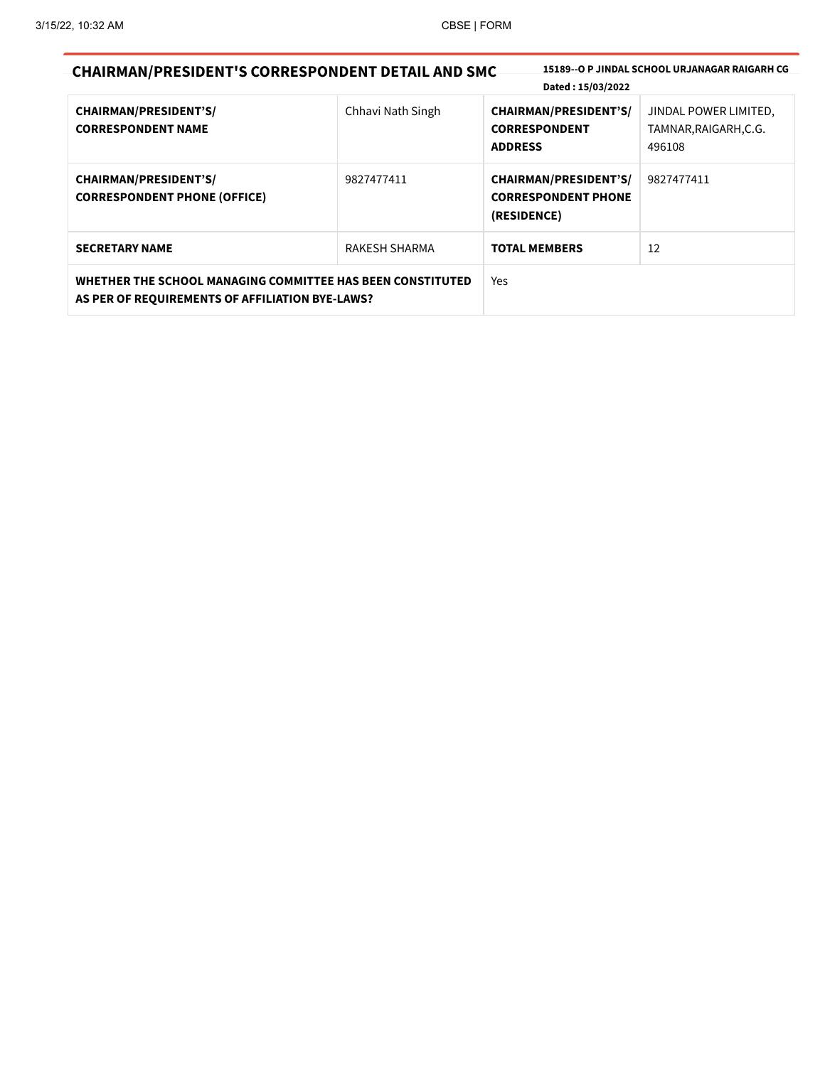## CHAIRMAN/PRESIDENT'S CORRESPONDENT DETAIL AND SMC

**15189--O P JINDAL SCHOOL URJANAGAR RAIGARH CG**

**Dated : 15/03/2022**

| | | | |
|---|---|---|---|
| **CHAIRMAN/PRESIDENT'S/ CORRESPONDENT NAME** | Chhavi Nath Singh | **CHAIRMAN/PRESIDENT'S/ CORRESPONDENT ADDRESS** | JINDAL POWER LIMITED, TAMNAR,RAIGARH,C.G. 496108 |
| **CHAIRMAN/PRESIDENT'S/ CORRESPONDENT PHONE (OFFICE)** | 9827477411 | **CHAIRMAN/PRESIDENT'S/ CORRESPONDENT PHONE (RESIDENCE)** | 9827477411 |
| **SECRETARY NAME** | RAKESH SHARMA | **TOTAL MEMBERS** | 12 |
| **WHETHER THE SCHOOL MANAGING COMMITTEE HAS BEEN CONSTITUTED AS PER OF REQUIREMENTS OF AFFILIATION BYE-LAWS?** | | Yes | |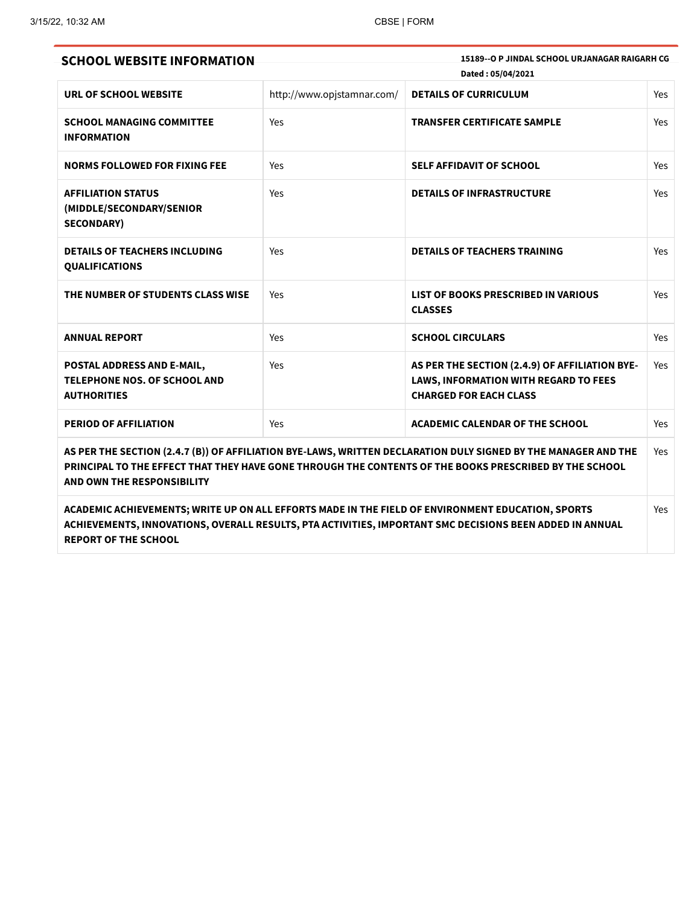## SCHOOL WEBSITE INFORMATION

**15189--O P JINDAL SCHOOL URJANAGAR RAIGARH CG**

**Dated : 05/04/2021**

| | | | |
|---|---|---|---|
| **URL OF SCHOOL WEBSITE** | http://www.opjstamnar.com/ | **DETAILS OF CURRICULUM** | Yes |
| **SCHOOL MANAGING COMMITTEE INFORMATION** | Yes | **TRANSFER CERTIFICATE SAMPLE** | Yes |
| **NORMS FOLLOWED FOR FIXING FEE** | Yes | **SELF AFFIDAVIT OF SCHOOL** | Yes |
| **AFFILIATION STATUS (MIDDLE/SECONDARY/SENIOR SECONDARY)** | Yes | **DETAILS OF INFRASTRUCTURE** | Yes |
| **DETAILS OF TEACHERS INCLUDING QUALIFICATIONS** | Yes | **DETAILS OF TEACHERS TRAINING** | Yes |
| **THE NUMBER OF STUDENTS CLASS WISE** | Yes | **LIST OF BOOKS PRESCRIBED IN VARIOUS CLASSES** | Yes |
| **ANNUAL REPORT** | Yes | **SCHOOL CIRCULARS** | Yes |
| **POSTAL ADDRESS AND E-MAIL, TELEPHONE NOS. OF SCHOOL AND AUTHORITIES** | Yes | **AS PER THE SECTION (2.4.9) OF AFFILIATION BYE-LAWS, INFORMATION WITH REGARD TO FEES CHARGED FOR EACH CLASS** | Yes |
| **PERIOD OF AFFILIATION** | Yes | **ACADEMIC CALENDAR OF THE SCHOOL** | Yes |
| **AS PER THE SECTION (2.4.7 (B)) OF AFFILIATION BYE-LAWS, WRITTEN DECLARATION DULY SIGNED BY THE MANAGER AND THE PRINCIPAL TO THE EFFECT THAT THEY HAVE GONE THROUGH THE CONTENTS OF THE BOOKS PRESCRIBED BY THE SCHOOL AND OWN THE RESPONSIBILITY** | | | Yes |
| **ACADEMIC ACHIEVEMENTS; WRITE UP ON ALL EFFORTS MADE IN THE FIELD OF ENVIRONMENT EDUCATION, SPORTS ACHIEVEMENTS, INNOVATIONS, OVERALL RESULTS, PTA ACTIVITIES, IMPORTANT SMC DECISIONS BEEN ADDED IN ANNUAL REPORT OF THE SCHOOL** | | | Yes |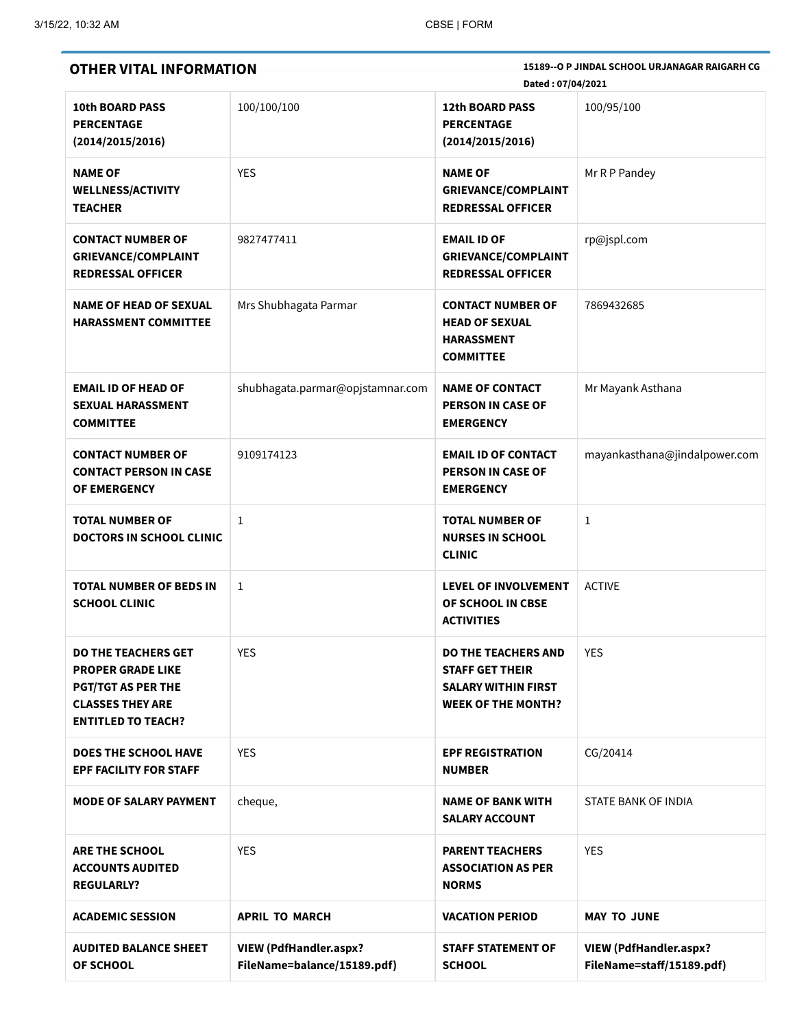## OTHER VITAL INFORMATION

**15189--O P JINDAL SCHOOL URJANAGAR RAIGARH CG**
**Dated : 07/04/2021**

| | | | |
|---|---|---|---|
| **10th BOARD PASS PERCENTAGE (2014/2015/2016)** | 100/100/100 | **12th BOARD PASS PERCENTAGE (2014/2015/2016)** | 100/95/100 |
| **NAME OF WELLNESS/ACTIVITY TEACHER** | YES | **NAME OF GRIEVANCE/COMPLAINT REDRESSAL OFFICER** | Mr R P Pandey |
| **CONTACT NUMBER OF GRIEVANCE/COMPLAINT REDRESSAL OFFICER** | 9827477411 | **EMAIL ID OF GRIEVANCE/COMPLAINT REDRESSAL OFFICER** | rp@jspl.com |
| **NAME OF HEAD OF SEXUAL HARASSMENT COMMITTEE** | Mrs Shubhagata Parmar | **CONTACT NUMBER OF HEAD OF SEXUAL HARASSMENT COMMITTEE** | 7869432685 |
| **EMAIL ID OF HEAD OF SEXUAL HARASSMENT COMMITTEE** | shubhagata.parmar@opjstamnar.com | **NAME OF CONTACT PERSON IN CASE OF EMERGENCY** | Mr Mayank Asthana |
| **CONTACT NUMBER OF CONTACT PERSON IN CASE OF EMERGENCY** | 9109174123 | **EMAIL ID OF CONTACT PERSON IN CASE OF EMERGENCY** | mayankasthana@jindalpower.com |
| **TOTAL NUMBER OF DOCTORS IN SCHOOL CLINIC** | 1 | **TOTAL NUMBER OF NURSES IN SCHOOL CLINIC** | 1 |
| **TOTAL NUMBER OF BEDS IN SCHOOL CLINIC** | 1 | **LEVEL OF INVOLVEMENT OF SCHOOL IN CBSE ACTIVITIES** | ACTIVE |
| **DO THE TEACHERS GET PROPER GRADE LIKE PGT/TGT AS PER THE CLASSES THEY ARE ENTITLED TO TEACH?** | YES | **DO THE TEACHERS AND STAFF GET THEIR SALARY WITHIN FIRST WEEK OF THE MONTH?** | YES |
| **DOES THE SCHOOL HAVE EPF FACILITY FOR STAFF** | YES | **EPF REGISTRATION NUMBER** | CG/20414 |
| **MODE OF SALARY PAYMENT** | cheque, | **NAME OF BANK WITH SALARY ACCOUNT** | STATE BANK OF INDIA |
| **ARE THE SCHOOL ACCOUNTS AUDITED REGULARLY?** | YES | **PARENT TEACHERS ASSOCIATION AS PER NORMS** | YES |
| **ACADEMIC SESSION** | **APRIL TO MARCH** | **VACATION PERIOD** | **MAY TO JUNE** |
| **AUDITED BALANCE SHEET OF SCHOOL** | **VIEW (PdfHandler.aspx?FileName=balance/15189.pdf)** | **STAFF STATEMENT OF SCHOOL** | **VIEW (PdfHandler.aspx?FileName=staff/15189.pdf)** |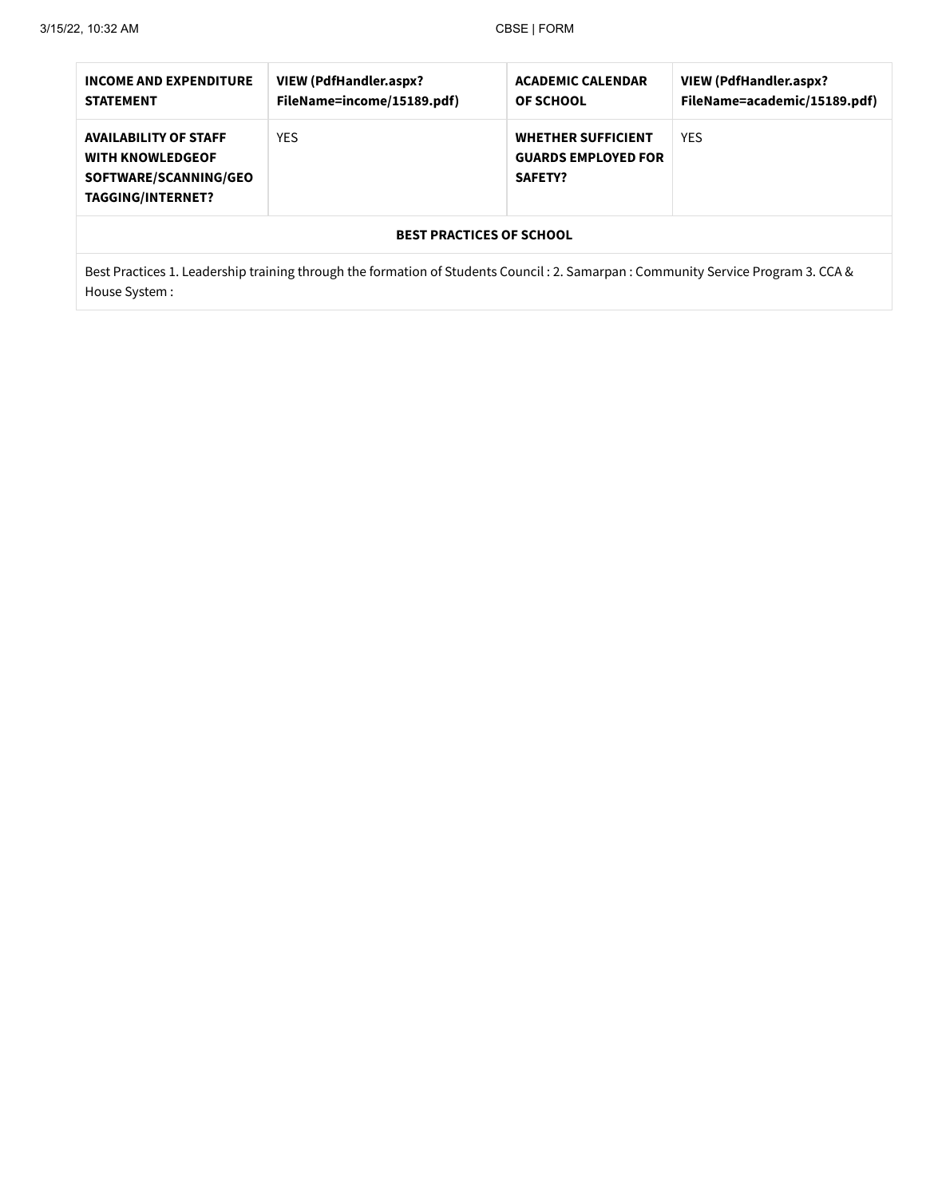| | | | |
|---|---|---|---|
| **INCOME AND EXPENDITURE STATEMENT** | **VIEW (PdfHandler.aspx?FileName=income/15189.pdf)** | **ACADEMIC CALENDAR OF SCHOOL** | **VIEW (PdfHandler.aspx?FileName=academic/15189.pdf)** |
| **AVAILABILITY OF STAFF WITH KNOWLEDGEOF SOFTWARE/SCANNING/GEO TAGGING/INTERNET?** | YES | **WHETHER SUFFICIENT GUARDS EMPLOYED FOR SAFETY?** | YES |
| **BEST PRACTICES OF SCHOOL** | | | |
| Best Practices 1. Leadership training through the formation of Students Council : 2. Samarpan : Community Service Program 3. CCA & House System : | | | |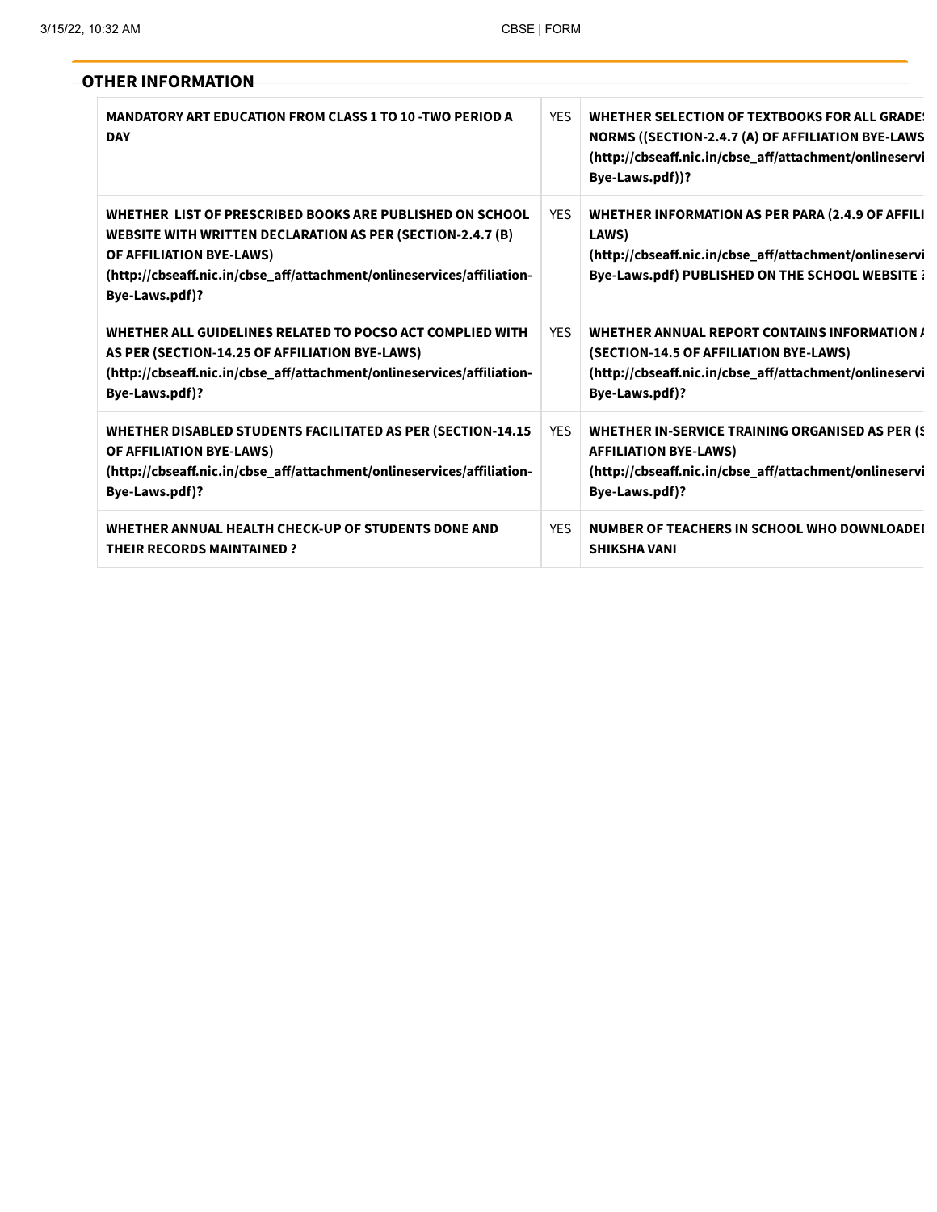## OTHER INFORMATION

| | | |
|---|---|---|
| **MANDATORY ART EDUCATION FROM CLASS 1 TO 10 -TWO PERIOD A DAY** | YES | **WHETHER SELECTION OF TEXTBOOKS FOR ALL GRADE NORMS ((SECTION-2.4.7 (A) OF AFFILIATION BYE-LAWS (http://cbseaff.nic.in/cbse_aff/attachment/onlineservi Bye-Laws.pdf))?** |
| **WHETHER LIST OF PRESCRIBED BOOKS ARE PUBLISHED ON SCHOOL WEBSITE WITH WRITTEN DECLARATION AS PER (SECTION-2.4.7 (B) OF AFFILIATION BYE-LAWS) (http://cbseaff.nic.in/cbse_aff/attachment/onlineservices/affiliation-Bye-Laws.pdf)?** | YES | **WHETHER INFORMATION AS PER PARA (2.4.9 OF AFFILI LAWS) (http://cbseaff.nic.in/cbse_aff/attachment/onlineservi Bye-Laws.pdf) PUBLISHED ON THE SCHOOL WEBSITE** |
| **WHETHER ALL GUIDELINES RELATED TO POCSO ACT COMPLIED WITH AS PER (SECTION-14.25 OF AFFILIATION BYE-LAWS) (http://cbseaff.nic.in/cbse_aff/attachment/onlineservices/affiliation-Bye-Laws.pdf)?** | YES | **WHETHER ANNUAL REPORT CONTAINS INFORMATION (SECTION-14.5 OF AFFILIATION BYE-LAWS) (http://cbseaff.nic.in/cbse_aff/attachment/onlineservi Bye-Laws.pdf)?** |
| **WHETHER DISABLED STUDENTS FACILITATED AS PER (SECTION-14.15 OF AFFILIATION BYE-LAWS) (http://cbseaff.nic.in/cbse_aff/attachment/onlineservices/affiliation-Bye-Laws.pdf)?** | YES | **WHETHER IN-SERVICE TRAINING ORGANISED AS PER (S AFFILIATION BYE-LAWS) (http://cbseaff.nic.in/cbse_aff/attachment/onlineservi Bye-Laws.pdf)?** |
| **WHETHER ANNUAL HEALTH CHECK-UP OF STUDENTS DONE AND THEIR RECORDS MAINTAINED ?** | YES | **NUMBER OF TEACHERS IN SCHOOL WHO DOWNLOADE SHIKSHA VANI** |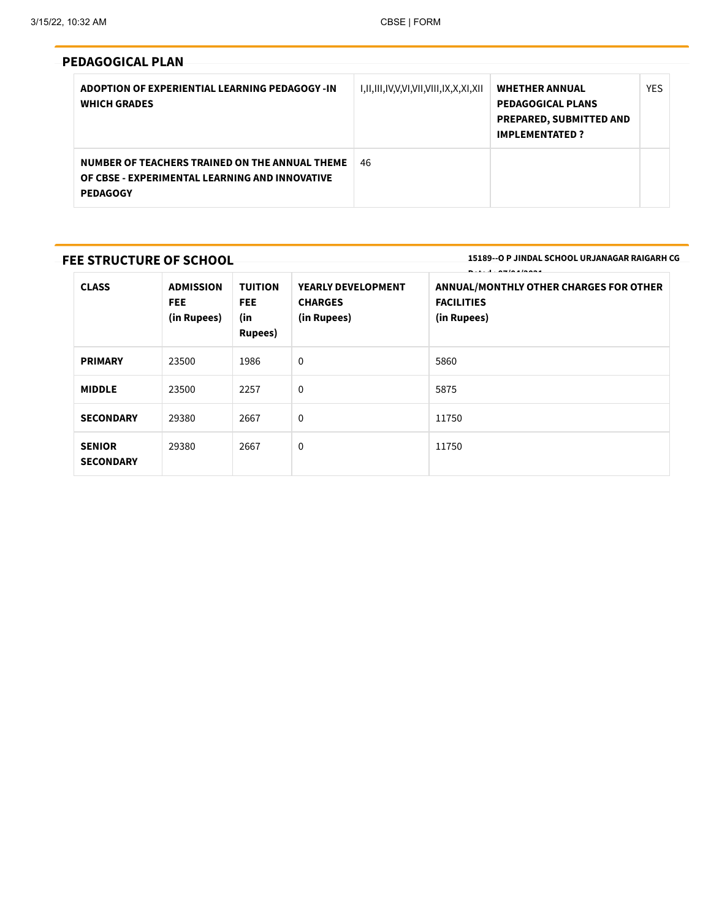## PEDAGOGICAL PLAN

| | | | |
|---|---|---|---|
| **ADOPTION OF EXPERIENTIAL LEARNING PEDAGOGY -IN WHICH GRADES** | I,II,III,IV,V,VI,VII,VIII,IX,X,XI,XII | **WHETHER ANNUAL PEDAGOGICAL PLANS PREPARED, SUBMITTED AND IMPLEMENTATED ?** | YES |
| **NUMBER OF TEACHERS TRAINED ON THE ANNUAL THEME OF CBSE - EXPERIMENTAL LEARNING AND INNOVATIVE PEDAGOGY** | 46 | | |

## FEE STRUCTURE OF SCHOOL

**15189--O P JINDAL SCHOOL URJANAGAR RAIGARH CG**

| CLASS | ADMISSION FEE (in Rupees) | TUITION FEE (in Rupees) | YEARLY DEVELOPMENT CHARGES (in Rupees) | ANNUAL/MONTHLY OTHER CHARGES FOR OTHER FACILITIES (in Rupees) |
|---|---|---|---|---|
| **PRIMARY** | 23500 | 1986 | 0 | 5860 |
| **MIDDLE** | 23500 | 2257 | 0 | 5875 |
| **SECONDARY** | 29380 | 2667 | 0 | 11750 |
| **SENIOR SECONDARY** | 29380 | 2667 | 0 | 11750 |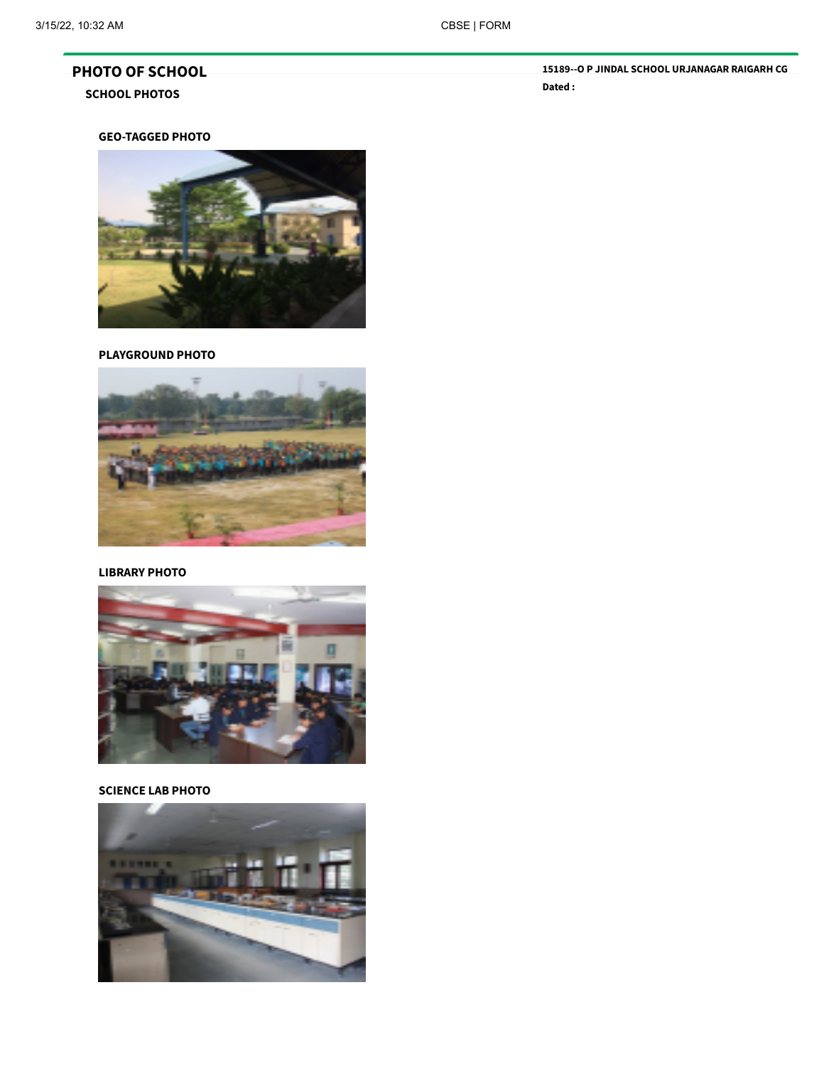## PHOTO OF SCHOOL

**15189--O P JINDAL SCHOOL URJANAGAR RAIGARH CG**

**Dated :**

### SCHOOL PHOTOS

**GEO-TAGGED PHOTO**

**PLAYGROUND PHOTO**

**LIBRARY PHOTO**

**SCIENCE LAB PHOTO**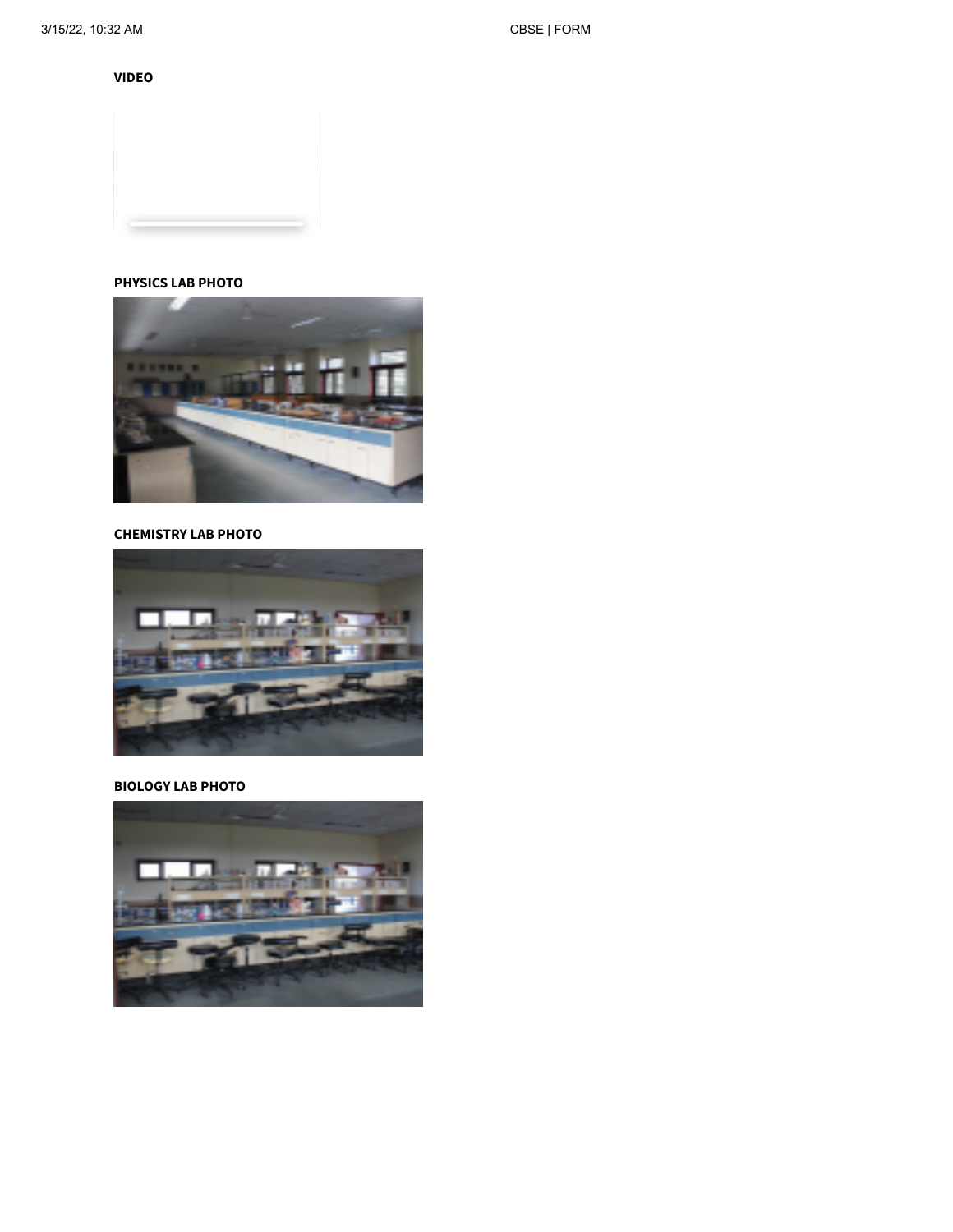**VIDEO**

**PHYSICS LAB PHOTO**

**CHEMISTRY LAB PHOTO**

**BIOLOGY LAB PHOTO**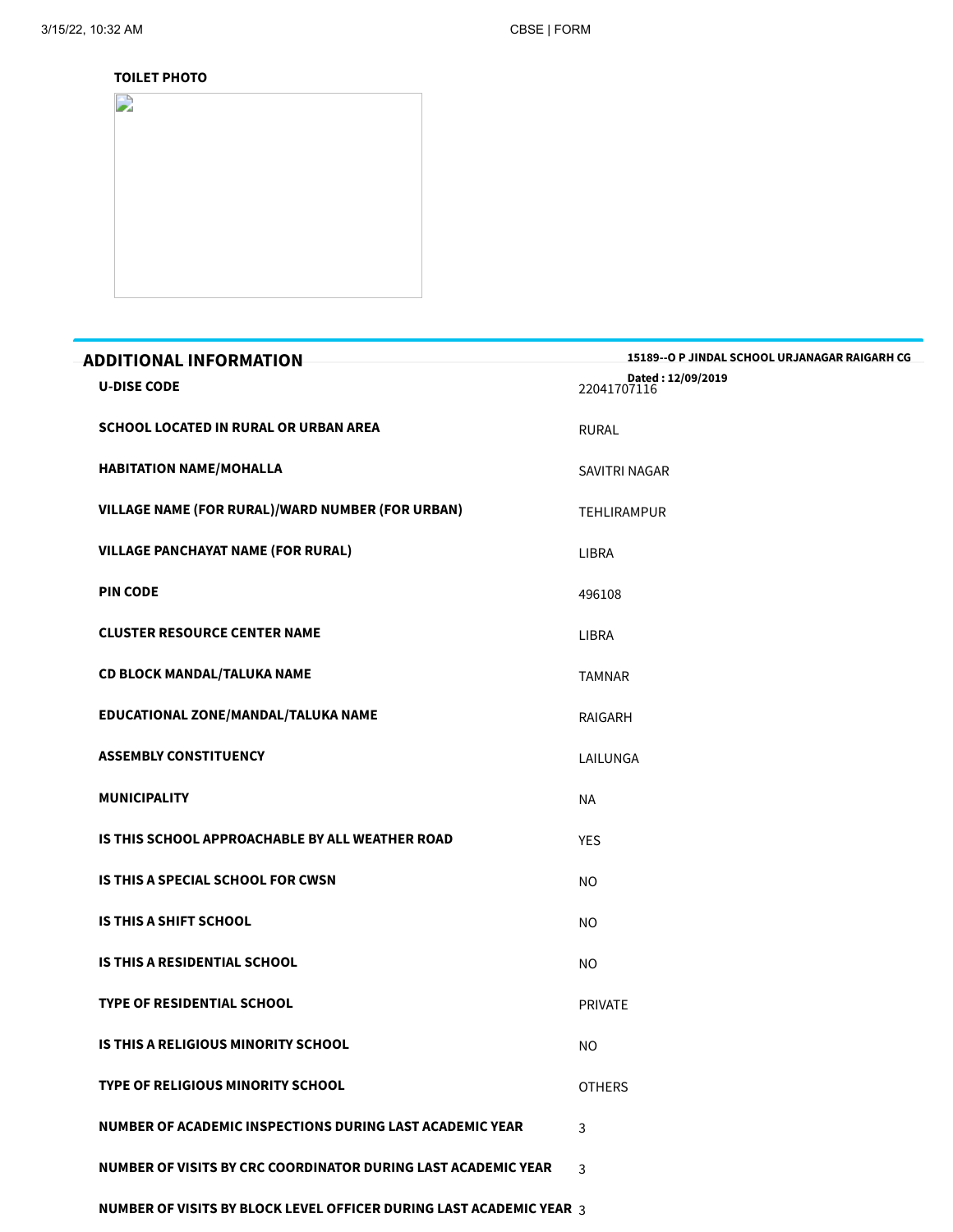**TOILET PHOTO**

## ADDITIONAL INFORMATION

**15189--O P JINDAL SCHOOL URJANAGAR RAIGARH CG**

**Dated : 12/09/2019**

| | |
|---|---|
| **U-DISE CODE** | 22041707116 |
| **SCHOOL LOCATED IN RURAL OR URBAN AREA** | RURAL |
| **HABITATION NAME/MOHALLA** | SAVITRI NAGAR |
| **VILLAGE NAME (FOR RURAL)/WARD NUMBER (FOR URBAN)** | TEHLIRAMPUR |
| **VILLAGE PANCHAYAT NAME (FOR RURAL)** | LIBRA |
| **PIN CODE** | 496108 |
| **CLUSTER RESOURCE CENTER NAME** | LIBRA |
| **CD BLOCK MANDAL/TALUKA NAME** | TAMNAR |
| **EDUCATIONAL ZONE/MANDAL/TALUKA NAME** | RAIGARH |
| **ASSEMBLY CONSTITUENCY** | LAILUNGA |
| **MUNICIPALITY** | NA |
| **IS THIS SCHOOL APPROACHABLE BY ALL WEATHER ROAD** | YES |
| **IS THIS A SPECIAL SCHOOL FOR CWSN** | NO |
| **IS THIS A SHIFT SCHOOL** | NO |
| **IS THIS A RESIDENTIAL SCHOOL** | NO |
| **TYPE OF RESIDENTIAL SCHOOL** | PRIVATE |
| **IS THIS A RELIGIOUS MINORITY SCHOOL** | NO |
| **TYPE OF RELIGIOUS MINORITY SCHOOL** | OTHERS |
| **NUMBER OF ACADEMIC INSPECTIONS DURING LAST ACADEMIC YEAR** | 3 |
| **NUMBER OF VISITS BY CRC COORDINATOR DURING LAST ACADEMIC YEAR** | 3 |
| **NUMBER OF VISITS BY BLOCK LEVEL OFFICER DURING LAST ACADEMIC YEAR** | 3 |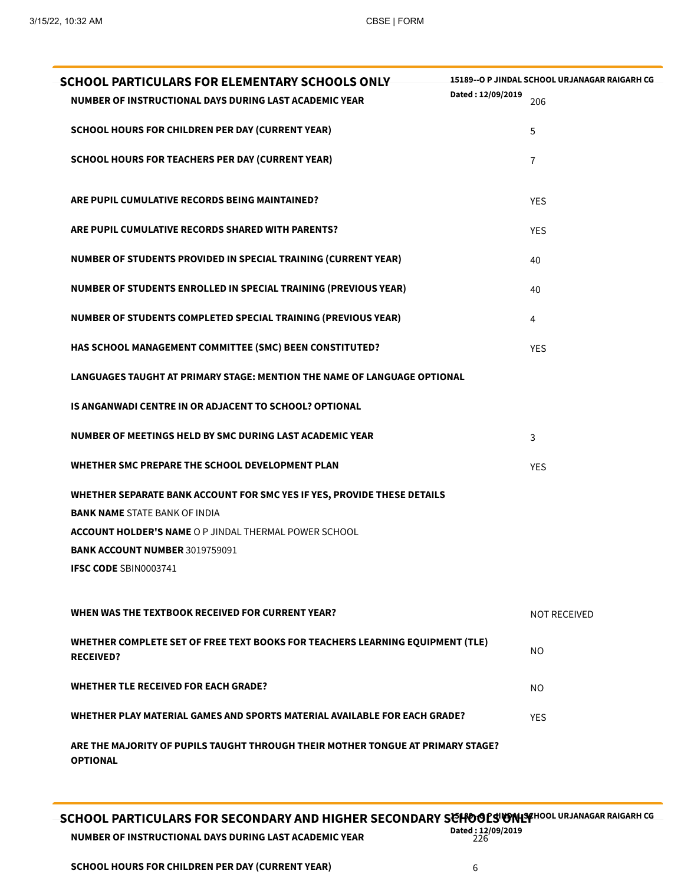## SCHOOL PARTICULARS FOR ELEMENTARY SCHOOLS ONLY

**15189--O P JINDAL SCHOOL URJANAGAR RAIGARH CG**
**Dated : 12/09/2019**

| | |
|---|---|
| **NUMBER OF INSTRUCTIONAL DAYS DURING LAST ACADEMIC YEAR** | 206 |
| **SCHOOL HOURS FOR CHILDREN PER DAY (CURRENT YEAR)** | 5 |
| **SCHOOL HOURS FOR TEACHERS PER DAY (CURRENT YEAR)** | 7 |
| **ARE PUPIL CUMULATIVE RECORDS BEING MAINTAINED?** | YES |
| **ARE PUPIL CUMULATIVE RECORDS SHARED WITH PARENTS?** | YES |
| **NUMBER OF STUDENTS PROVIDED IN SPECIAL TRAINING (CURRENT YEAR)** | 40 |
| **NUMBER OF STUDENTS ENROLLED IN SPECIAL TRAINING (PREVIOUS YEAR)** | 40 |
| **NUMBER OF STUDENTS COMPLETED SPECIAL TRAINING (PREVIOUS YEAR)** | 4 |
| **HAS SCHOOL MANAGEMENT COMMITTEE (SMC) BEEN CONSTITUTED?** | YES |
| **LANGUAGES TAUGHT AT PRIMARY STAGE: MENTION THE NAME OF LANGUAGE OPTIONAL** | |
| **IS ANGANWADI CENTRE IN OR ADJACENT TO SCHOOL? OPTIONAL** | |
| **NUMBER OF MEETINGS HELD BY SMC DURING LAST ACADEMIC YEAR** | 3 |
| **WHETHER SMC PREPARE THE SCHOOL DEVELOPMENT PLAN** | YES |

**WHETHER SEPARATE BANK ACCOUNT FOR SMC YES IF YES, PROVIDE THESE DETAILS**

**BANK NAME** STATE BANK OF INDIA

**ACCOUNT HOLDER'S NAME** O P JINDAL THERMAL POWER SCHOOL

**BANK ACCOUNT NUMBER** 3019759091

**IFSC CODE** SBIN0003741

| | |
|---|---|
| **WHEN WAS THE TEXTBOOK RECEIVED FOR CURRENT YEAR?** | NOT RECEIVED |
| **WHETHER COMPLETE SET OF FREE TEXT BOOKS FOR TEACHERS LEARNING EQUIPMENT (TLE) RECEIVED?** | NO |
| **WHETHER TLE RECEIVED FOR EACH GRADE?** | NO |
| **WHETHER PLAY MATERIAL GAMES AND SPORTS MATERIAL AVAILABLE FOR EACH GRADE?** | YES |
| **ARE THE MAJORITY OF PUPILS TAUGHT THROUGH THEIR MOTHER TONGUE AT PRIMARY STAGE? OPTIONAL** | |

## SCHOOL PARTICULARS FOR SECONDARY AND HIGHER SECONDARY SCHOOLS ONLY

**15189--O P JINDAL SCHOOL URJANAGAR RAIGARH CG**
**Dated : 12/09/2019**

| | |
|---|---|
| **NUMBER OF INSTRUCTIONAL DAYS DURING LAST ACADEMIC YEAR** | 226 |
| **SCHOOL HOURS FOR CHILDREN PER DAY (CURRENT YEAR)** | 6 |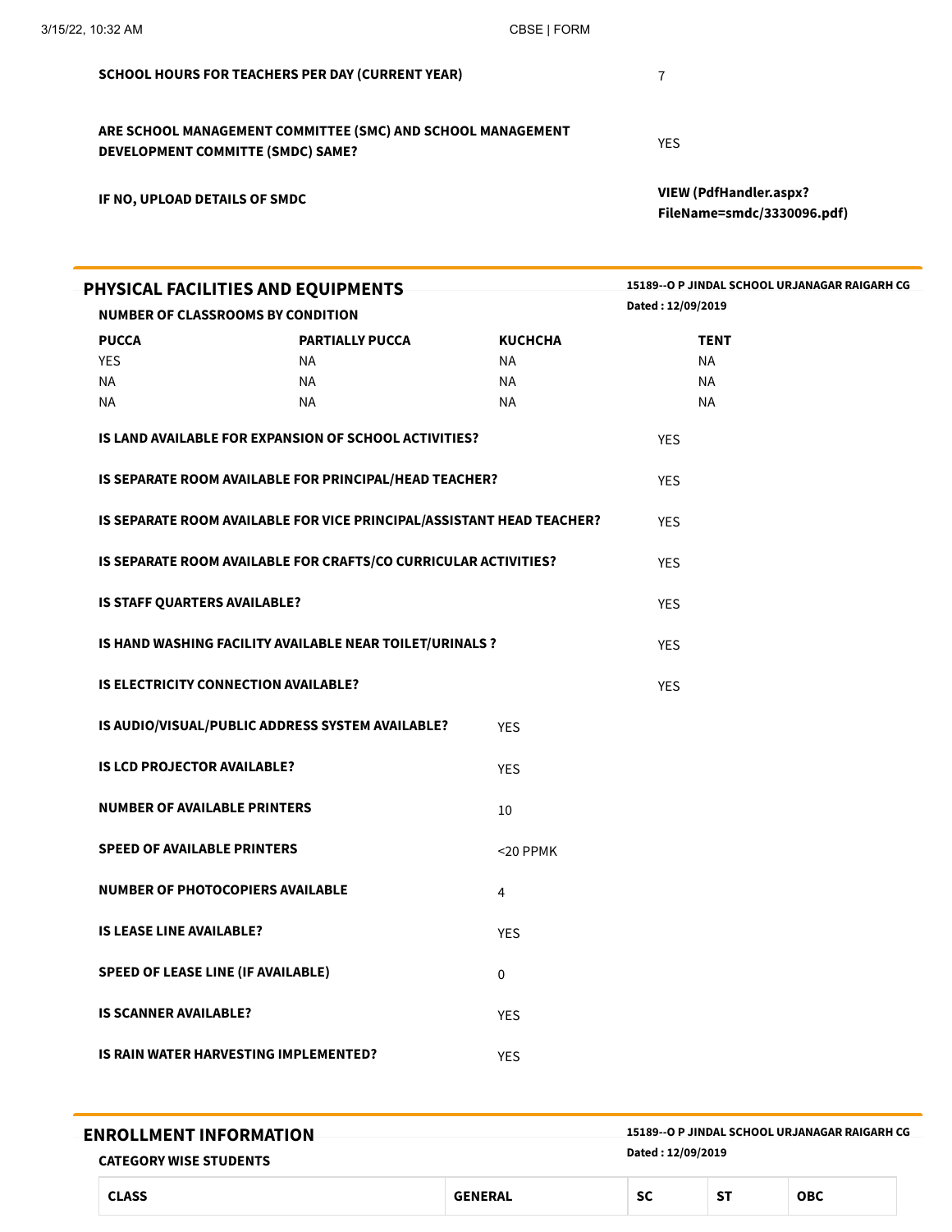| | |
|---|---|
| **SCHOOL HOURS FOR TEACHERS PER DAY (CURRENT YEAR)** | 7 |
| **ARE SCHOOL MANAGEMENT COMMITTEE (SMC) AND SCHOOL MANAGEMENT DEVELOPMENT COMMITTE (SMDC) SAME?** | YES |
| **IF NO, UPLOAD DETAILS OF SMDC** | **VIEW (PdfHandler.aspx?FileName=smdc/3330096.pdf)** |

## PHYSICAL FACILITIES AND EQUIPMENTS

**15189--O P JINDAL SCHOOL URJANAGAR RAIGARH CG**
**Dated : 12/09/2019**

**NUMBER OF CLASSROOMS BY CONDITION**

| PUCCA | PARTIALLY PUCCA | KUCHCHA | TENT |
|---|---|---|---|
| YES | NA | NA | NA |
| NA | NA | NA | NA |
| NA | NA | NA | NA |

| | |
|---|---|
| **IS LAND AVAILABLE FOR EXPANSION OF SCHOOL ACTIVITIES?** | YES |
| **IS SEPARATE ROOM AVAILABLE FOR PRINCIPAL/HEAD TEACHER?** | YES |
| **IS SEPARATE ROOM AVAILABLE FOR VICE PRINCIPAL/ASSISTANT HEAD TEACHER?** | YES |
| **IS SEPARATE ROOM AVAILABLE FOR CRAFTS/CO CURRICULAR ACTIVITIES?** | YES |
| **IS STAFF QUARTERS AVAILABLE?** | YES |
| **IS HAND WASHING FACILITY AVAILABLE NEAR TOILET/URINALS ?** | YES |
| **IS ELECTRICITY CONNECTION AVAILABLE?** | YES |
| **IS AUDIO/VISUAL/PUBLIC ADDRESS SYSTEM AVAILABLE?** | YES |
| **IS LCD PROJECTOR AVAILABLE?** | YES |
| **NUMBER OF AVAILABLE PRINTERS** | 10 |
| **SPEED OF AVAILABLE PRINTERS** | <20 PPMK |
| **NUMBER OF PHOTOCOPIERS AVAILABLE** | 4 |
| **IS LEASE LINE AVAILABLE?** | YES |
| **SPEED OF LEASE LINE (IF AVAILABLE)** | 0 |
| **IS SCANNER AVAILABLE?** | YES |
| **IS RAIN WATER HARVESTING IMPLEMENTED?** | YES |

## ENROLLMENT INFORMATION

**15189--O P JINDAL SCHOOL URJANAGAR RAIGARH CG**
**Dated : 12/09/2019**

**CATEGORY WISE STUDENTS**

| CLASS | GENERAL | SC | ST | OBC |
|---|---|---|---|---|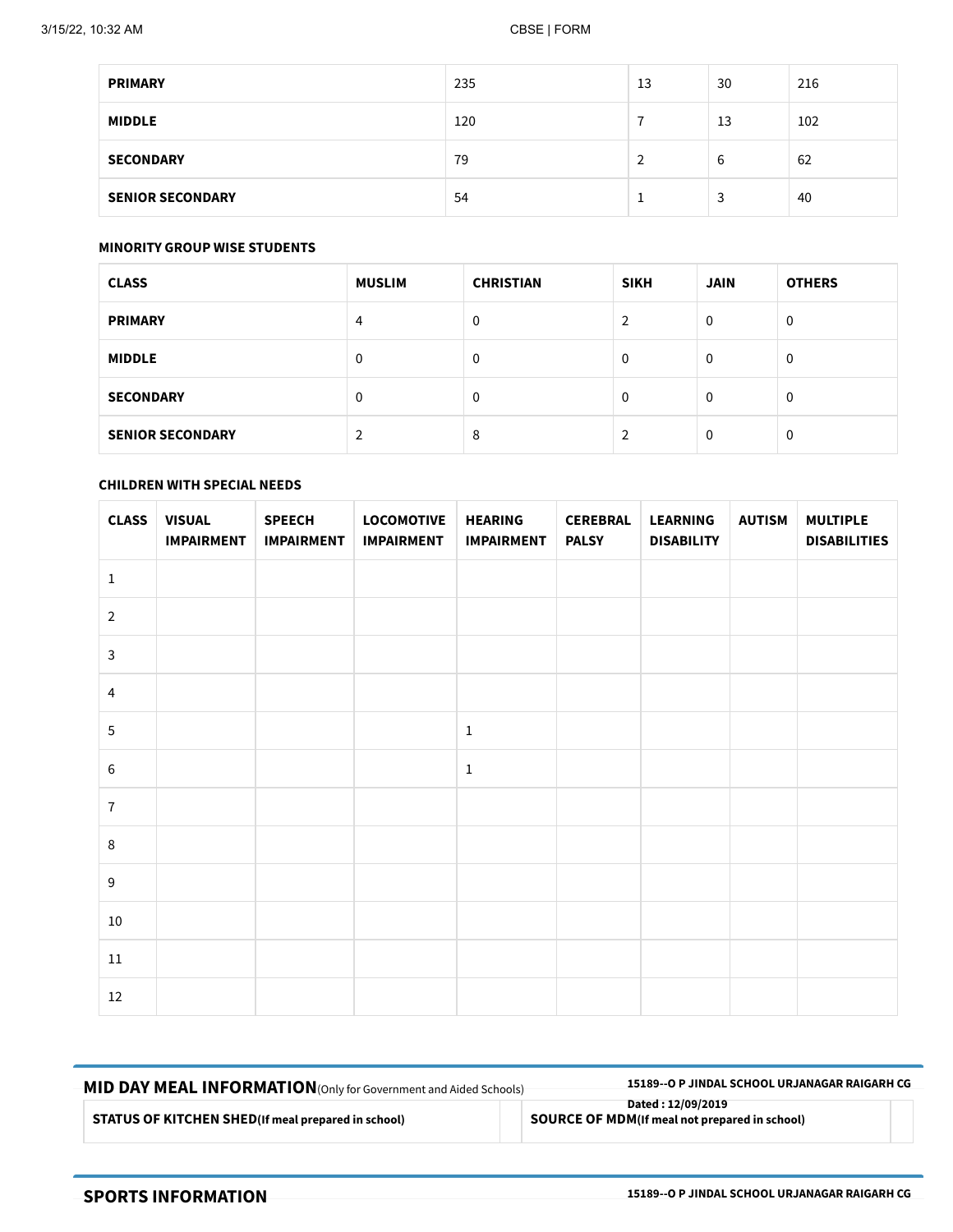| | | | | |
|---|---|---|---|---|
| **PRIMARY** | 235 | 13 | 30 | 216 |
| **MIDDLE** | 120 | 7 | 13 | 102 |
| **SECONDARY** | 79 | 2 | 6 | 62 |
| **SENIOR SECONDARY** | 54 | 1 | 3 | 40 |

**MINORITY GROUP WISE STUDENTS**

| CLASS | MUSLIM | CHRISTIAN | SIKH | JAIN | OTHERS |
|---|---|---|---|---|---|
| **PRIMARY** | 4 | 0 | 2 | 0 | 0 |
| **MIDDLE** | 0 | 0 | 0 | 0 | 0 |
| **SECONDARY** | 0 | 0 | 0 | 0 | 0 |
| **SENIOR SECONDARY** | 2 | 8 | 2 | 0 | 0 |

**CHILDREN WITH SPECIAL NEEDS**

| CLASS | VISUAL IMPAIRMENT | SPEECH IMPAIRMENT | LOCOMOTIVE IMPAIRMENT | HEARING IMPAIRMENT | CEREBRAL PALSY | LEARNING DISABILITY | AUTISM | MULTIPLE DISABILITIES |
|---|---|---|---|---|---|---|---|---|
| 1 | | | | | | | | |
| 2 | | | | | | | | |
| 3 | | | | | | | | |
| 4 | | | | | | | | |
| 5 | | | | 1 | | | | |
| 6 | | | | 1 | | | | |
| 7 | | | | | | | | |
| 8 | | | | | | | | |
| 9 | | | | | | | | |
| 10 | | | | | | | | |
| 11 | | | | | | | | |
| 12 | | | | | | | | |

## MID DAY MEAL INFORMATION (Only for Government and Aided Schools)

**15189--O P JINDAL SCHOOL URJANAGAR RAIGARH CG**

**Dated : 12/09/2019**

| | | | |
|---|---|---|---|
| **STATUS OF KITCHEN SHED(If meal prepared in school)** | | **SOURCE OF MDM(If meal not prepared in school)** | |

## SPORTS INFORMATION

**15189--O P JINDAL SCHOOL URJANAGAR RAIGARH CG**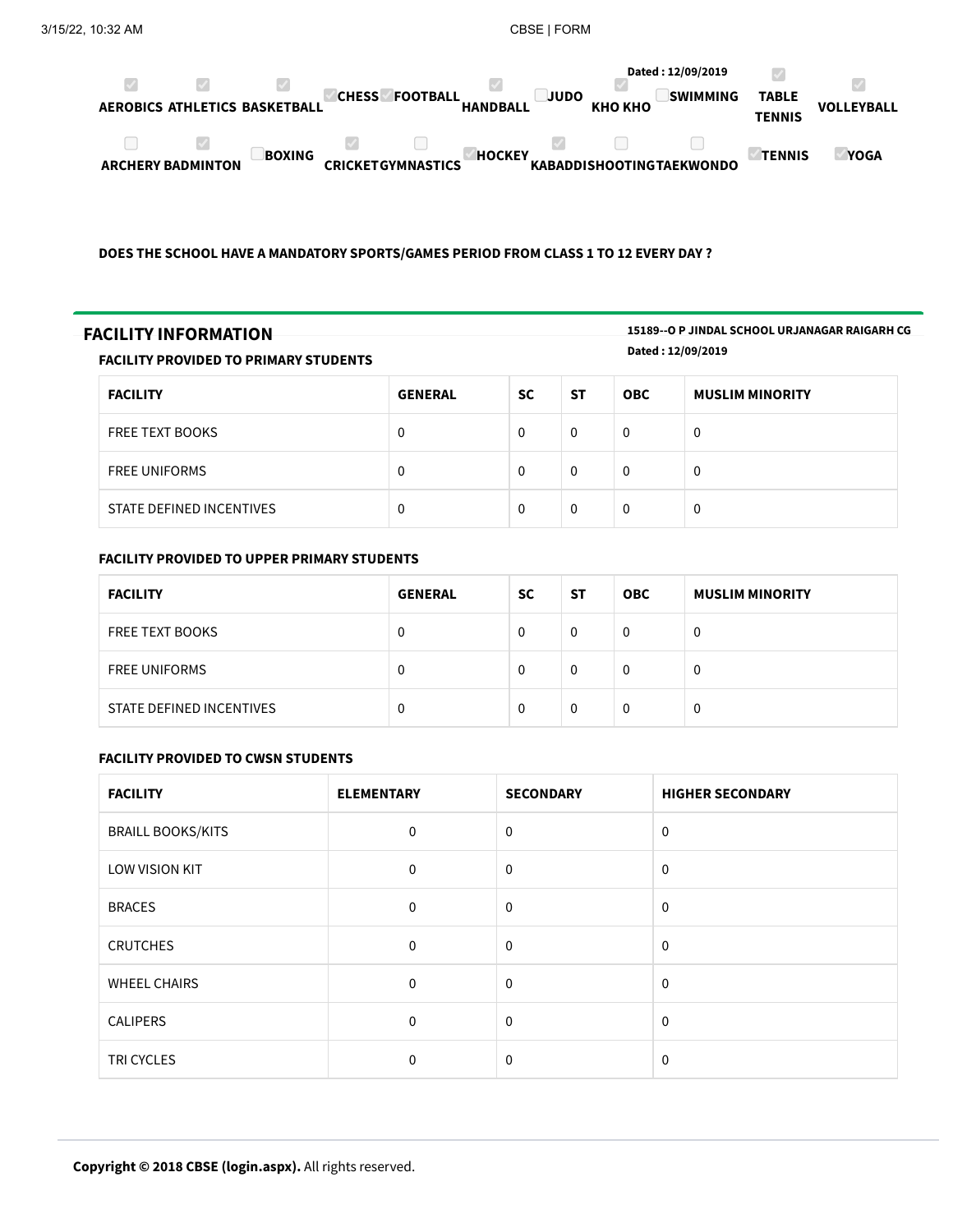Dated : 12/09/2019

- [x] AEROBICS
- [x] ATHLETICS
- [x] BASKETBALL
- [x] CHESS
- [x] FOOTBALL
- [x] HANDBALL
- [ ] JUDO
- [x] KHO KHO
- [ ] SWIMMING
- [x] TABLE TENNIS
- [x] VOLLEYBALL
- [ ] ARCHERY
- [x] BADMINTON
- [ ] BOXING
- [x] CRICKET
- [ ] GYMNASTICS
- [x] HOCKEY
- [x] KABADDI
- [ ] SHOOTING
- [ ] TAEKWONDO
- [x] TENNIS
- [x] YOGA

**DOES THE SCHOOL HAVE A MANDATORY SPORTS/GAMES PERIOD FROM CLASS 1 TO 12 EVERY DAY ?**

## FACILITY INFORMATION

**15189--O P JINDAL SCHOOL URJANAGAR RAIGARH CG**

**Dated : 12/09/2019**

### FACILITY PROVIDED TO PRIMARY STUDENTS

| FACILITY | GENERAL | SC | ST | OBC | MUSLIM MINORITY |
|---|---|---|---|---|---|
| FREE TEXT BOOKS | 0 | 0 | 0 | 0 | 0 |
| FREE UNIFORMS | 0 | 0 | 0 | 0 | 0 |
| STATE DEFINED INCENTIVES | 0 | 0 | 0 | 0 | 0 |

### FACILITY PROVIDED TO UPPER PRIMARY STUDENTS

| FACILITY | GENERAL | SC | ST | OBC | MUSLIM MINORITY |
|---|---|---|---|---|---|
| FREE TEXT BOOKS | 0 | 0 | 0 | 0 | 0 |
| FREE UNIFORMS | 0 | 0 | 0 | 0 | 0 |
| STATE DEFINED INCENTIVES | 0 | 0 | 0 | 0 | 0 |

### FACILITY PROVIDED TO CWSN STUDENTS

| FACILITY | ELEMENTARY | SECONDARY | HIGHER SECONDARY |
|---|---|---|---|
| BRAILL BOOKS/KITS | 0 | 0 | 0 |
| LOW VISION KIT | 0 | 0 | 0 |
| BRACES | 0 | 0 | 0 |
| CRUTCHES | 0 | 0 | 0 |
| WHEEL CHAIRS | 0 | 0 | 0 |
| CALIPERS | 0 | 0 | 0 |
| TRI CYCLES | 0 | 0 | 0 |

**Copyright © 2018 CBSE (login.aspx).** All rights reserved.